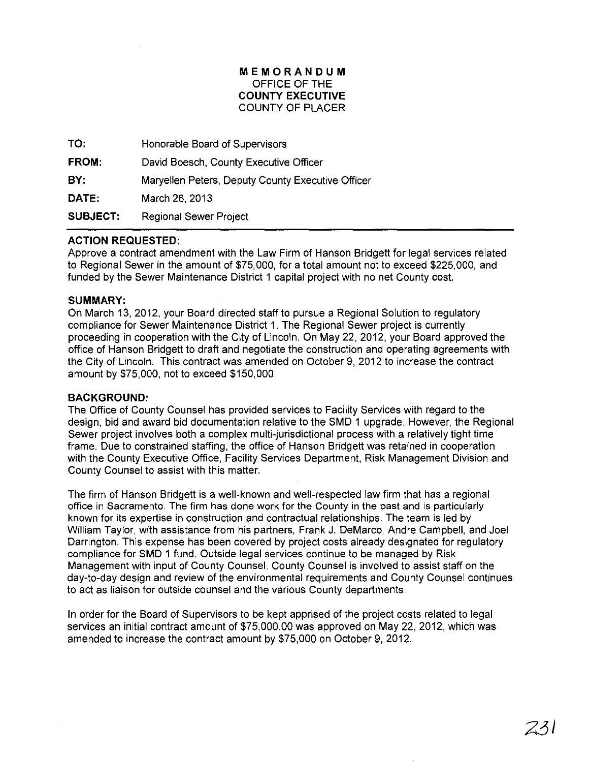**MEMORANDUM**
OFFICE OF THE
**COUNTY EXECUTIVE**
COUNTY OF PLACER

**TO:** Honorable Board of Supervisors

**FROM:** David Boesch, County Executive Officer

**BY:** Maryellen Peters, Deputy County Executive Officer

**DATE:** March 26, 2013

**SUBJECT:** Regional Sewer Project

**ACTION REQUESTED:**
Approve a contract amendment with the Law Firm of Hanson Bridgett for legal services related to Regional Sewer in the amount of $75,000, for a total amount not to exceed $225,000, and funded by the Sewer Maintenance District 1 capital project with no net County cost.

**SUMMARY:**
On March 13, 2012, your Board directed staff to pursue a Regional Solution to regulatory compliance for Sewer Maintenance District 1. The Regional Sewer project is currently proceeding in cooperation with the City of Lincoln. On May 22, 2012, your Board approved the office of Hanson Bridgett to draft and negotiate the construction and operating agreements with the City of Lincoln. This contract was amended on October 9, 2012 to increase the contract amount by $75,000, not to exceed $150,000.

**BACKGROUND:**
The Office of County Counsel has provided services to Facility Services with regard to the design, bid and award bid documentation relative to the SMD 1 upgrade. However, the Regional Sewer project involves both a complex multi-jurisdictional process with a relatively tight time frame. Due to constrained staffing, the office of Hanson Bridgett was retained in cooperation with the County Executive Office, Facility Services Department, Risk Management Division and County Counsel to assist with this matter.

The firm of Hanson Bridgett is a well-known and well-respected law firm that has a regional office in Sacramento. The firm has done work for the County in the past and is particularly known for its expertise in construction and contractual relationships. The team is led by William Taylor, with assistance from his partners, Frank J. DeMarco, Andre Campbell, and Joel Darrington. This expense has been covered by project costs already designated for regulatory compliance for SMD 1 fund. Outside legal services continue to be managed by Risk Management with input of County Counsel. County Counsel is involved to assist staff on the day-to-day design and review of the environmental requirements and County Counsel continues to act as liaison for outside counsel and the various County departments.

In order for the Board of Supervisors to be kept apprised of the project costs related to legal services an initial contract amount of $75,000.00 was approved on May 22, 2012, which was amended to increase the contract amount by $75,000 on October 9, 2012.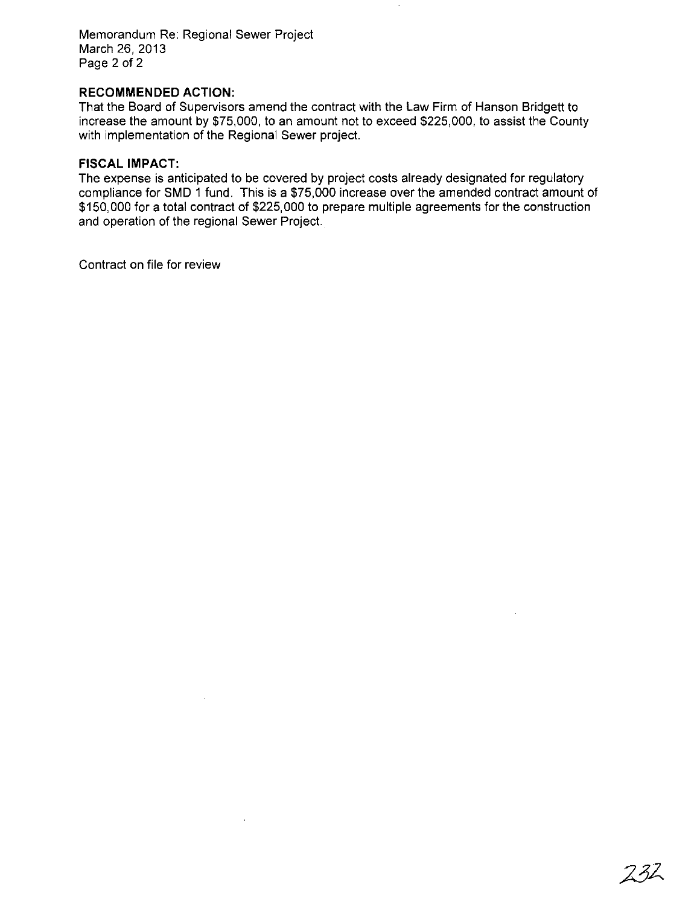**RECOMMENDED ACTION:**

That the Board of Supervisors amend the contract with the Law Firm of Hanson Bridgett to increase the amount by $75,000, to an amount not to exceed $225,000, to assist the County with implementation of the Regional Sewer project.

**FISCAL IMPACT:**

The expense is anticipated to be covered by project costs already designated for regulatory compliance for SMD 1 fund. This is a $75,000 increase over the amended contract amount of $150,000 for a total contract of $225,000 to prepare multiple agreements for the construction and operation of the regional Sewer Project.

Contract on file for review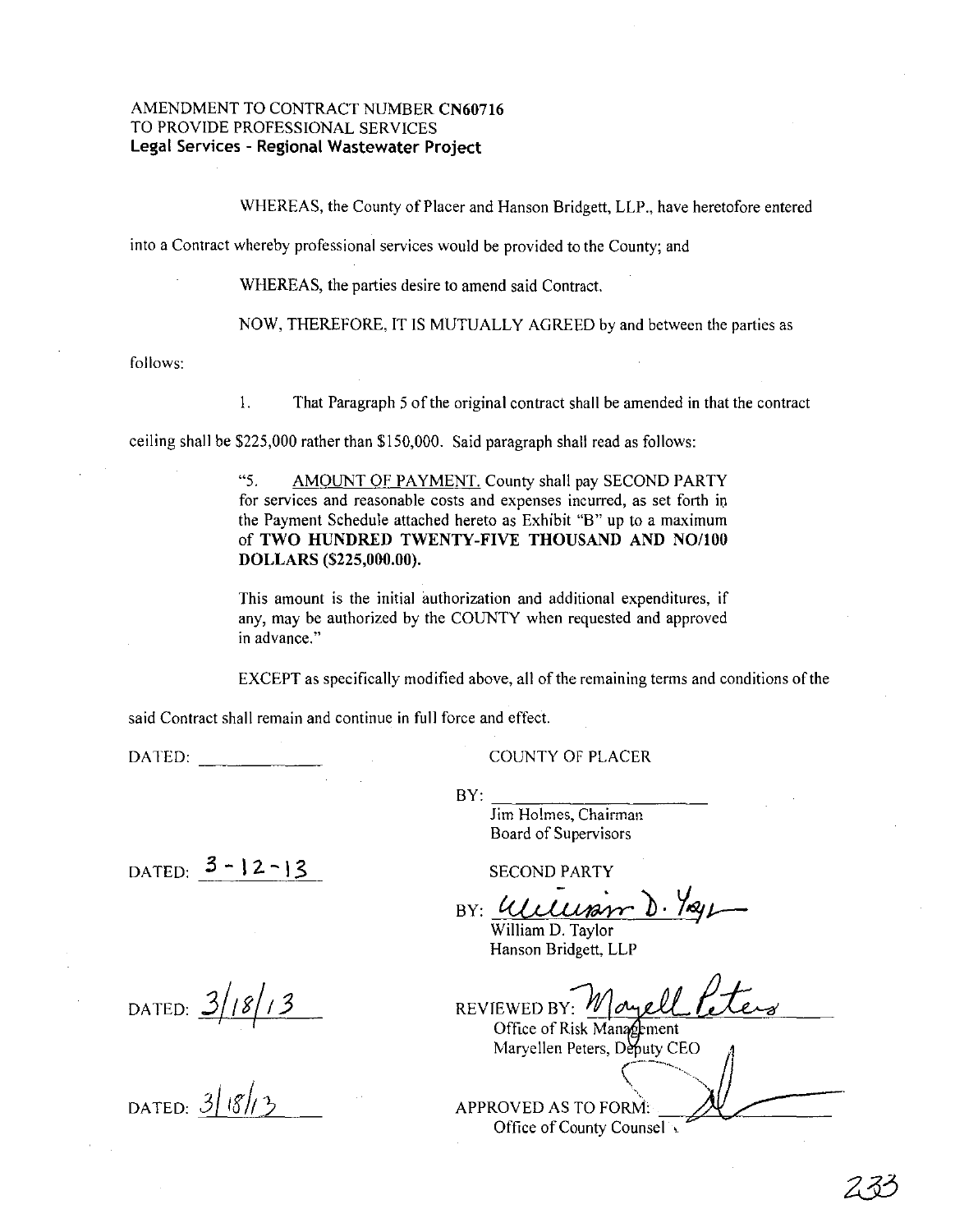AMENDMENT TO CONTRACT NUMBER **CN60716**
TO PROVIDE PROFESSIONAL SERVICES
**Legal Services - Regional Wastewater Project**

WHEREAS, the County of Placer and Hanson Bridgett, LLP., have heretofore entered into a Contract whereby professional services would be provided to the County; and

WHEREAS, the parties desire to amend said Contract.

NOW, THEREFORE, IT IS MUTUALLY AGREED by and between the parties as follows:

1. That Paragraph 5 of the original contract shall be amended in that the contract ceiling shall be $225,000 rather than $150,000. Said paragraph shall read as follows:

> "5. AMOUNT OF PAYMENT. County shall pay SECOND PARTY for services and reasonable costs and expenses incurred, as set forth in the Payment Schedule attached hereto as Exhibit "B" up to a maximum of **TWO HUNDRED TWENTY-FIVE THOUSAND AND NO/100 DOLLARS ($225,000.00).**
>
> This amount is the initial authorization and additional expenditures, if any, may be authorized by the COUNTY when requested and approved in advance."

EXCEPT as specifically modified above, all of the remaining terms and conditions of the said Contract shall remain and continue in full force and effect.

DATED: ____________

COUNTY OF PLACER

BY: ____________________
Jim Holmes, Chairman
Board of Supervisors

DATED: 3-12-13

SECOND PARTY

BY: William D. Taylor
William D. Taylor
Hanson Bridgett, LLP

DATED: 3/18/13

REVIEWED BY: Maryell Peters
Office of Risk Management
Maryellen Peters, Deputy CEO

DATED: 3/18/13

APPROVED AS TO FORM: ____________
Office of County Counsel